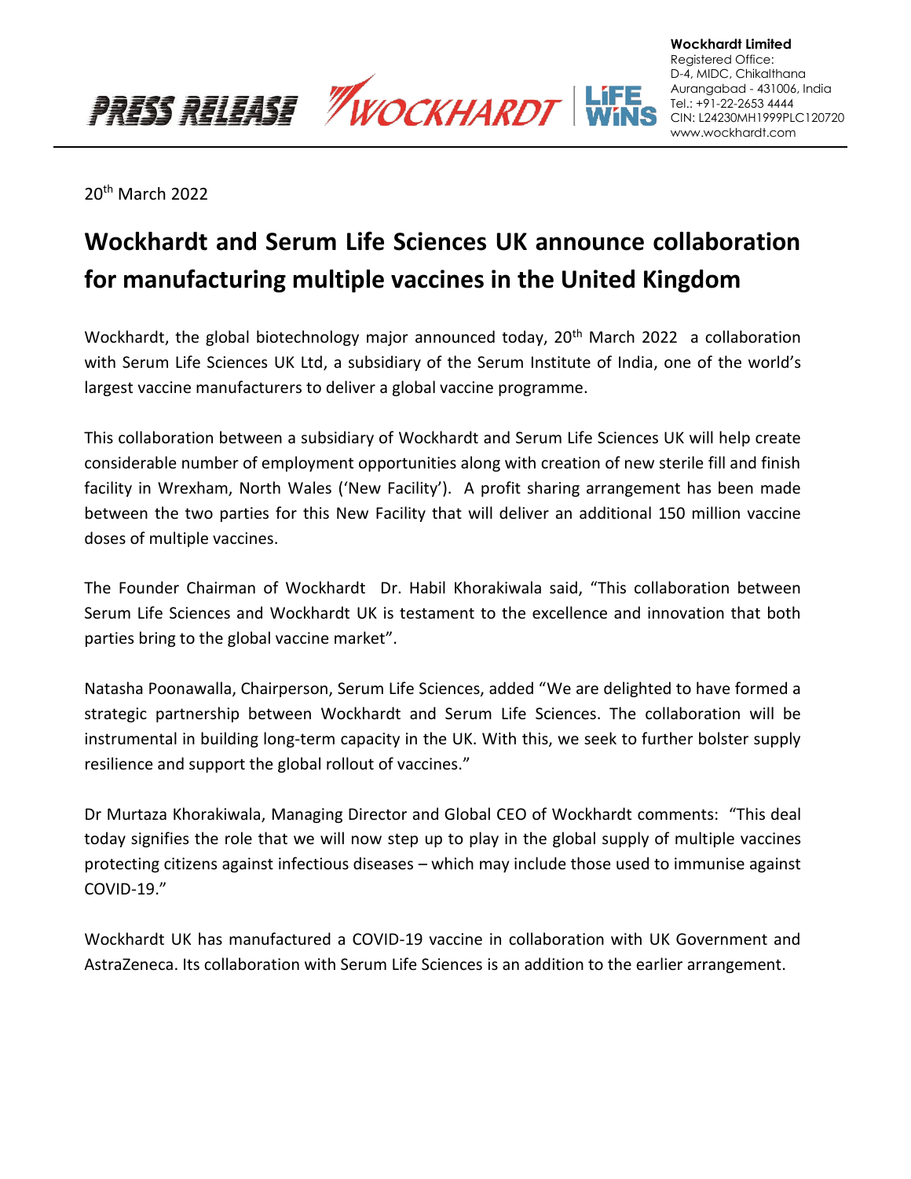PRESS RELEASE WOCKHARDT | LiFE WiNS

**Wockhardt Limited**
Registered Office:
D-4, MIDC, Chikalthana
Aurangabad - 431006, India
Tel.: +91-22-2653 4444
CIN: L24230MH1999PLC120720
www.wockhardt.com

20th March 2022

# Wockhardt and Serum Life Sciences UK announce collaboration for manufacturing multiple vaccines in the United Kingdom

Wockhardt, the global biotechnology major announced today, 20th March 2022 a collaboration with Serum Life Sciences UK Ltd, a subsidiary of the Serum Institute of India, one of the world's largest vaccine manufacturers to deliver a global vaccine programme.

This collaboration between a subsidiary of Wockhardt and Serum Life Sciences UK will help create considerable number of employment opportunities along with creation of new sterile fill and finish facility in Wrexham, North Wales ('New Facility'). A profit sharing arrangement has been made between the two parties for this New Facility that will deliver an additional 150 million vaccine doses of multiple vaccines.

The Founder Chairman of Wockhardt Dr. Habil Khorakiwala said, "This collaboration between Serum Life Sciences and Wockhardt UK is testament to the excellence and innovation that both parties bring to the global vaccine market".

Natasha Poonawalla, Chairperson, Serum Life Sciences, added "We are delighted to have formed a strategic partnership between Wockhardt and Serum Life Sciences. The collaboration will be instrumental in building long-term capacity in the UK. With this, we seek to further bolster supply resilience and support the global rollout of vaccines."

Dr Murtaza Khorakiwala, Managing Director and Global CEO of Wockhardt comments: "This deal today signifies the role that we will now step up to play in the global supply of multiple vaccines protecting citizens against infectious diseases – which may include those used to immunise against COVID-19."

Wockhardt UK has manufactured a COVID-19 vaccine in collaboration with UK Government and AstraZeneca. Its collaboration with Serum Life Sciences is an addition to the earlier arrangement.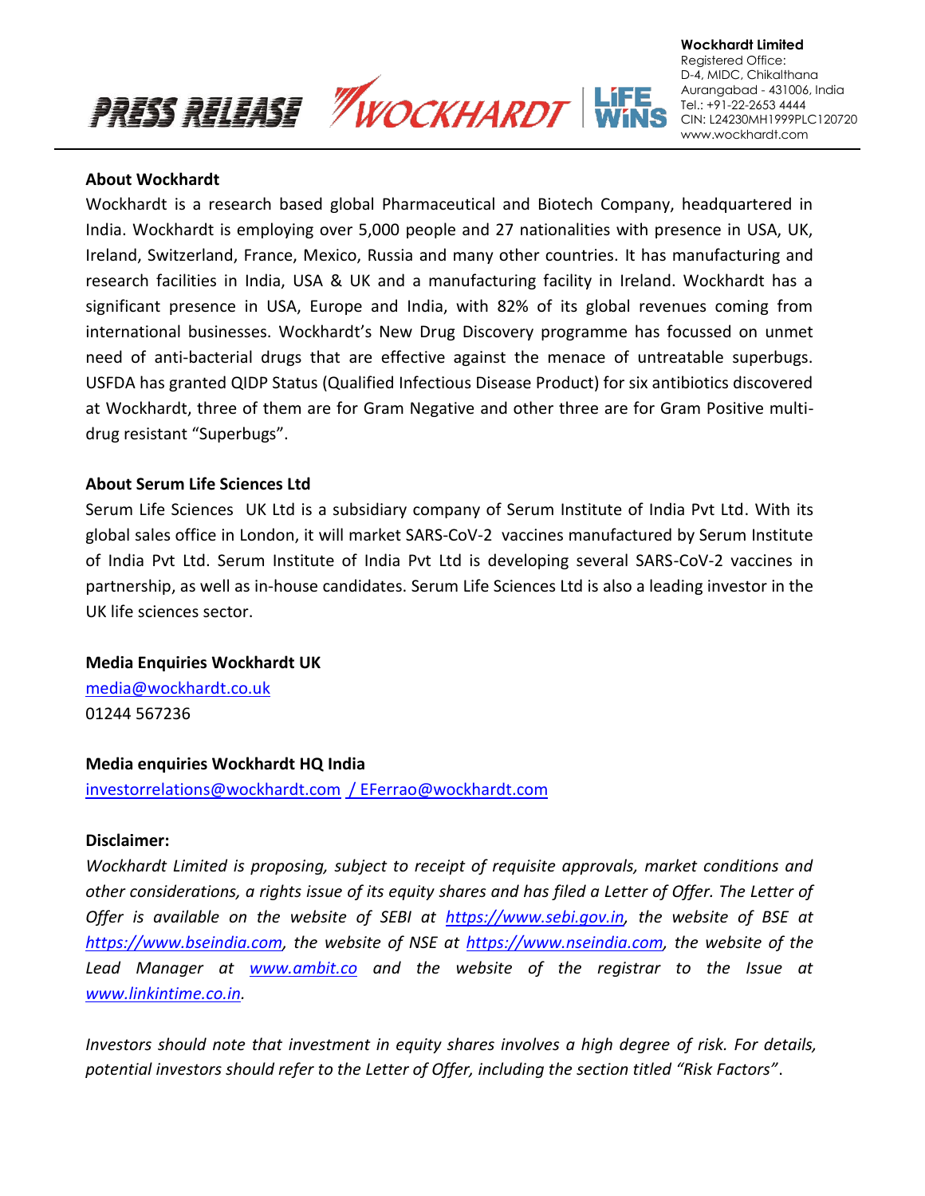**About Wockhardt**

Wockhardt is a research based global Pharmaceutical and Biotech Company, headquartered in India. Wockhardt is employing over 5,000 people and 27 nationalities with presence in USA, UK, Ireland, Switzerland, France, Mexico, Russia and many other countries. It has manufacturing and research facilities in India, USA & UK and a manufacturing facility in Ireland. Wockhardt has a significant presence in USA, Europe and India, with 82% of its global revenues coming from international businesses. Wockhardt's New Drug Discovery programme has focussed on unmet need of anti-bacterial drugs that are effective against the menace of untreatable superbugs. USFDA has granted QIDP Status (Qualified Infectious Disease Product) for six antibiotics discovered at Wockhardt, three of them are for Gram Negative and other three are for Gram Positive multi-drug resistant "Superbugs".

**About Serum Life Sciences Ltd**

Serum Life Sciences UK Ltd is a subsidiary company of Serum Institute of India Pvt Ltd. With its global sales office in London, it will market SARS-CoV-2 vaccines manufactured by Serum Institute of India Pvt Ltd. Serum Institute of India Pvt Ltd is developing several SARS-CoV-2 vaccines in partnership, as well as in-house candidates. Serum Life Sciences Ltd is also a leading investor in the UK life sciences sector.

**Media Enquiries Wockhardt UK**

media@wockhardt.co.uk

01244 567236

**Media enquiries Wockhardt HQ India**

investorrelations@wockhardt.com / EFerrao@wockhardt.com

**Disclaimer:**

*Wockhardt Limited is proposing, subject to receipt of requisite approvals, market conditions and other considerations, a rights issue of its equity shares and has filed a Letter of Offer. The Letter of Offer is available on the website of SEBI at https://www.sebi.gov.in, the website of BSE at https://www.bseindia.com, the website of NSE at https://www.nseindia.com, the website of the Lead Manager at www.ambit.co and the website of the registrar to the Issue at www.linkintime.co.in.*

*Investors should note that investment in equity shares involves a high degree of risk. For details, potential investors should refer to the Letter of Offer, including the section titled "Risk Factors".*